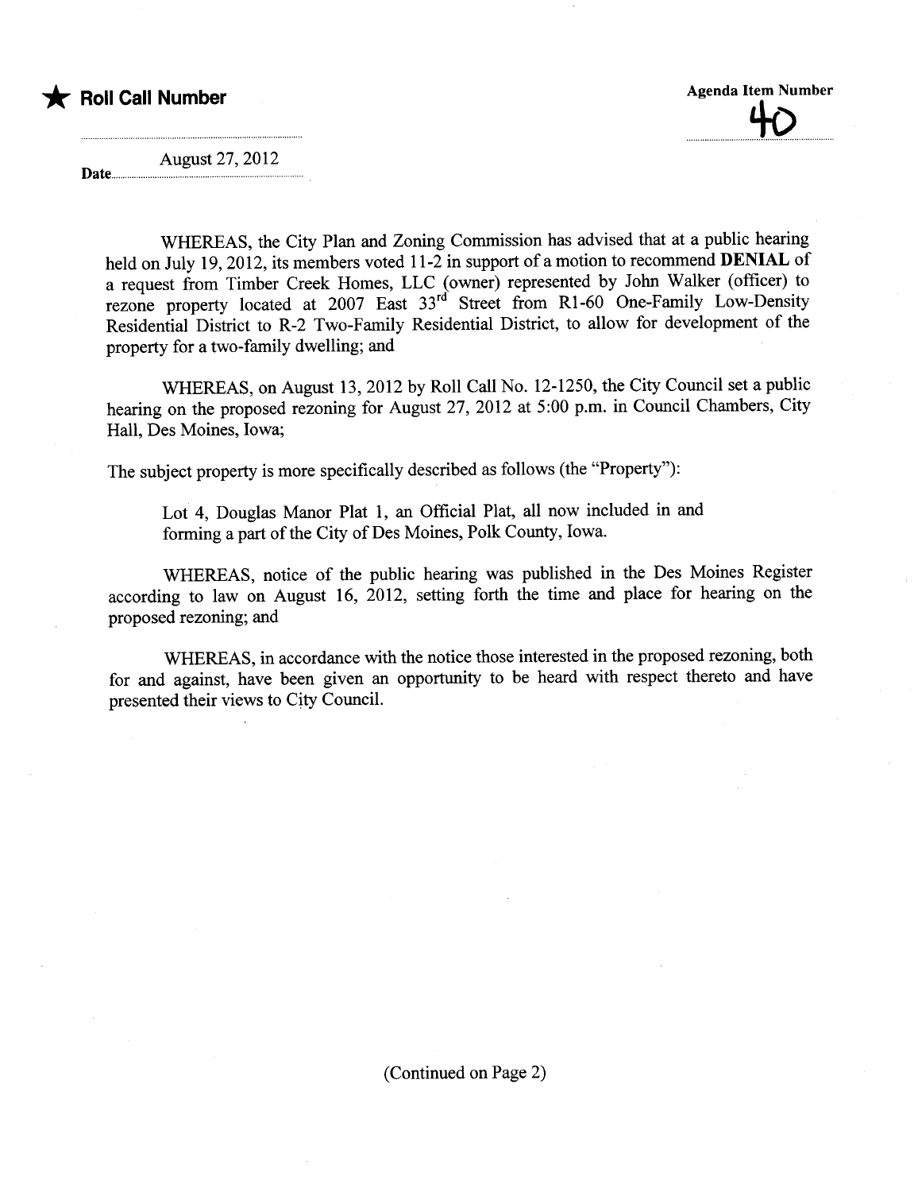★ **Roll Call Number**

**Agenda Item Number**
40

Date August 27, 2012

WHEREAS, the City Plan and Zoning Commission has advised that at a public hearing held on July 19, 2012, its members voted 11-2 in support of a motion to recommend **DENIAL** of a request from Timber Creek Homes, LLC (owner) represented by John Walker (officer) to rezone property located at 2007 East 33rd Street from R1-60 One-Family Low-Density Residential District to R-2 Two-Family Residential District, to allow for development of the property for a two-family dwelling; and

WHEREAS, on August 13, 2012 by Roll Call No. 12-1250, the City Council set a public hearing on the proposed rezoning for August 27, 2012 at 5:00 p.m. in Council Chambers, City Hall, Des Moines, Iowa;

The subject property is more specifically described as follows (the "Property"):

> Lot 4, Douglas Manor Plat 1, an Official Plat, all now included in and forming a part of the City of Des Moines, Polk County, Iowa.

WHEREAS, notice of the public hearing was published in the Des Moines Register according to law on August 16, 2012, setting forth the time and place for hearing on the proposed rezoning; and

WHEREAS, in accordance with the notice those interested in the proposed rezoning, both for and against, have been given an opportunity to be heard with respect thereto and have presented their views to City Council.

(Continued on Page 2)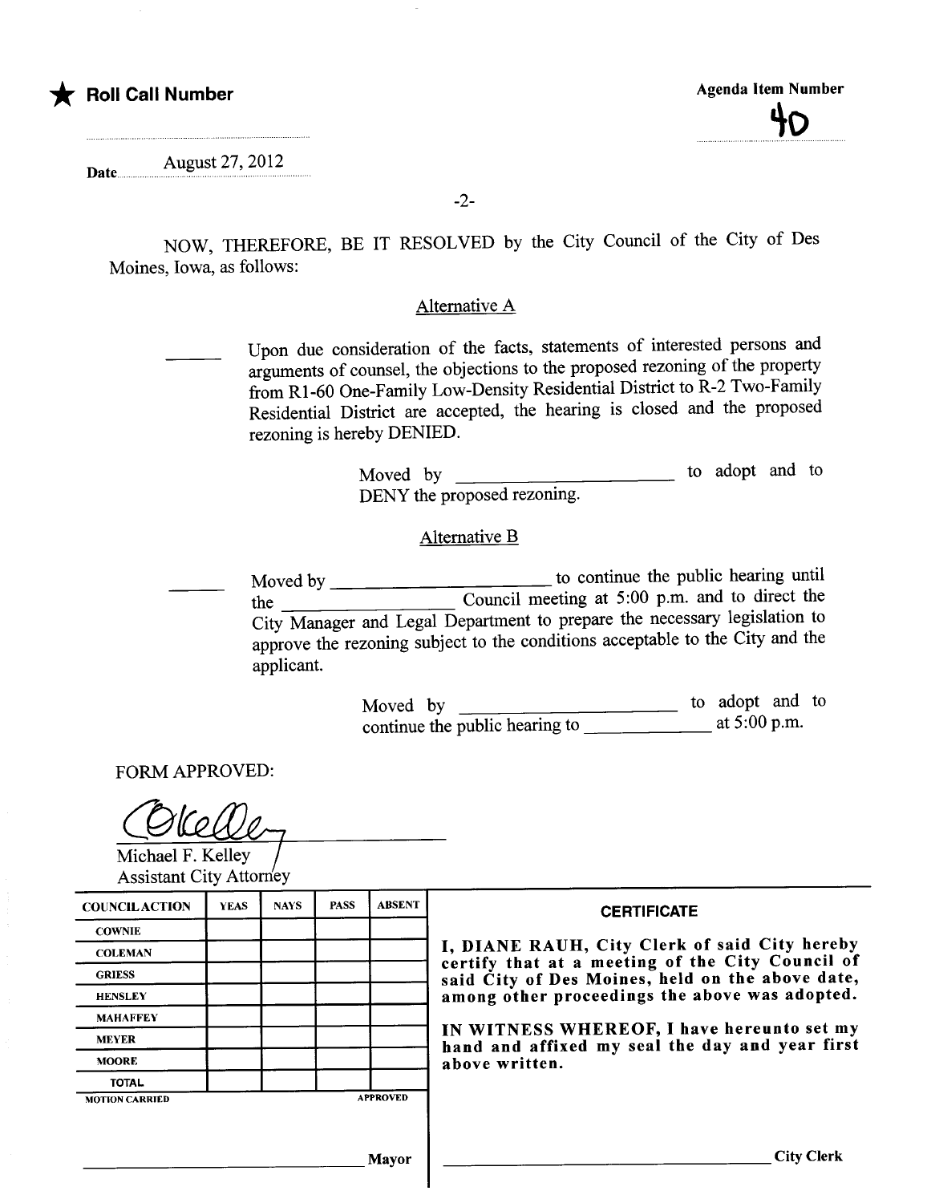★ **Roll Call Number**

**Agenda Item Number**

40

Date August 27, 2012

NOW, THEREFORE, BE IT RESOLVED by the City Council of the City of Des Moines, Iowa, as follows:

Alternative A

______ Upon due consideration of the facts, statements of interested persons and arguments of counsel, the objections to the proposed rezoning of the property from R1-60 One-Family Low-Density Residential District to R-2 Two-Family Residential District are accepted, the hearing is closed and the proposed rezoning is hereby DENIED.

Moved by ______________________ to adopt and to DENY the proposed rezoning.

Alternative B

______ Moved by ______________________ to continue the public hearing until the ________________ Council meeting at 5:00 p.m. and to direct the City Manager and Legal Department to prepare the necessary legislation to approve the rezoning subject to the conditions acceptable to the City and the applicant.

Moved by ______________________ to adopt and to continue the public hearing to ____________ at 5:00 p.m.

FORM APPROVED:

Michael F. Kelley
Assistant City Attorney

| COUNCIL ACTION | YEAS | NAYS | PASS | ABSENT |
|---|---|---|---|---|
| COWNIE | | | | |
| COLEMAN | | | | |
| GRIESS | | | | |
| HENSLEY | | | | |
| MAHAFFEY | | | | |
| MEYER | | | | |
| MOORE | | | | |
| TOTAL | | | | |

MOTION CARRIED APPROVED

______________________ Mayor

**CERTIFICATE**

**I, DIANE RAUH, City Clerk of said City hereby certify that at a meeting of the City Council of said City of Des Moines, held on the above date, among other proceedings the above was adopted.**

**IN WITNESS WHEREOF, I have hereunto set my hand and affixed my seal the day and year first above written.**

______________________ City Clerk